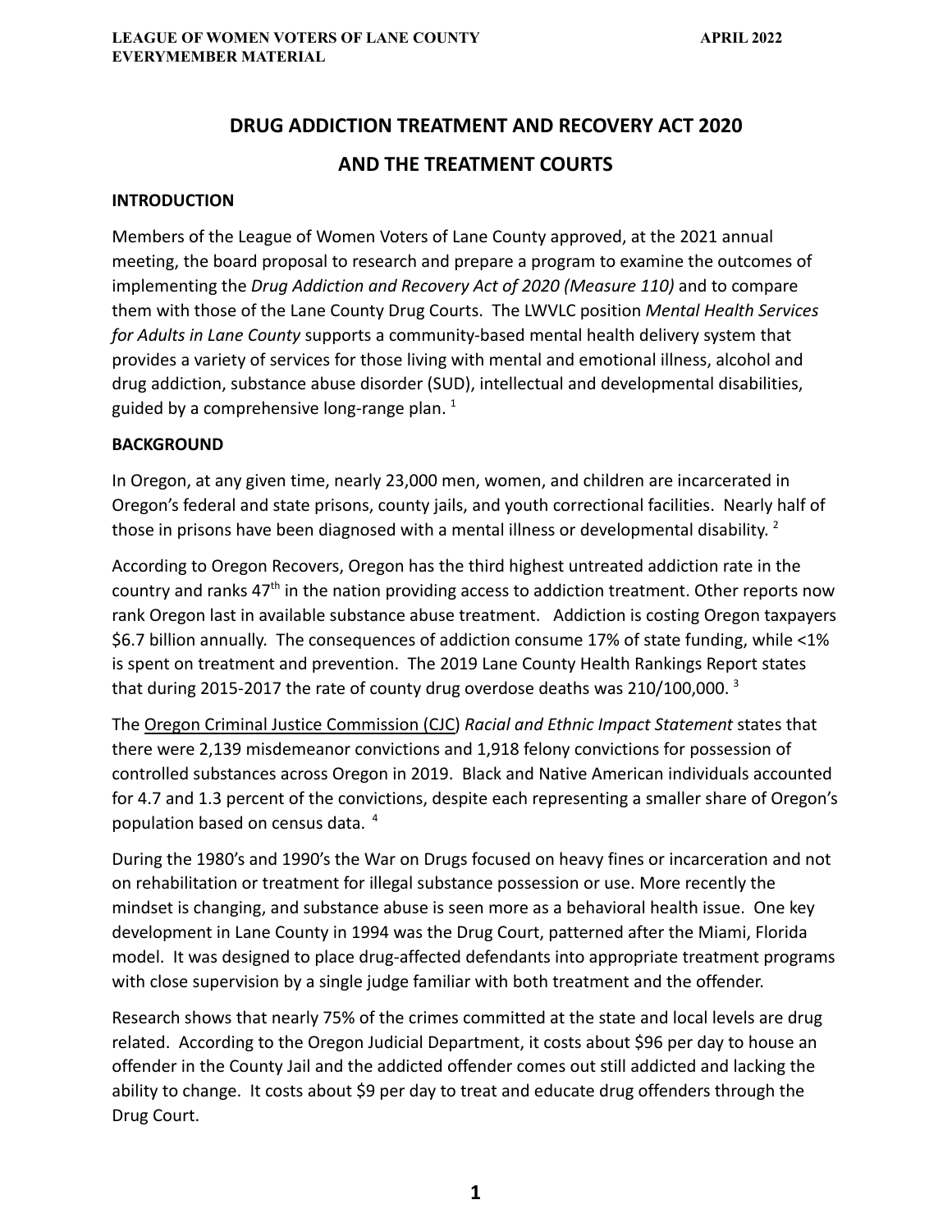# DRUG ADDICTION TREATMENT AND RECOVERY ACT 2020

# AND THE TREATMENT COURTS

## INTRODUCTION

Members of the League of Women Voters of Lane County approved, at the 2021 annual meeting, the board proposal to research and prepare a program to examine the outcomes of implementing the *Drug Addiction and Recovery Act of 2020 (Measure 110)* and to compare them with those of the Lane County Drug Courts. The LWVLC position *Mental Health Services for Adults in Lane County* supports a community-based mental health delivery system that provides a variety of services for those living with mental and emotional illness, alcohol and drug addiction, substance abuse disorder (SUD), intellectual and developmental disabilities, guided by a comprehensive long-range plan. [1]

## BACKGROUND

In Oregon, at any given time, nearly 23,000 men, women, and children are incarcerated in Oregon's federal and state prisons, county jails, and youth correctional facilities. Nearly half of those in prisons have been diagnosed with a mental illness or developmental disability. [2]

According to Oregon Recovers, Oregon has the third highest untreated addiction rate in the country and ranks 47th in the nation providing access to addiction treatment. Other reports now rank Oregon last in available substance abuse treatment. Addiction is costing Oregon taxpayers $6.7 billion annually. The consequences of addiction consume 17% of state funding, while <1% is spent on treatment and prevention. The 2019 Lane County Health Rankings Report states that during 2015-2017 the rate of county drug overdose deaths was 210/100,000. [3]

The Oregon Criminal Justice Commission (CJC) *Racial and Ethnic Impact Statement* states that there were 2,139 misdemeanor convictions and 1,918 felony convictions for possession of controlled substances across Oregon in 2019. Black and Native American individuals accounted for 4.7 and 1.3 percent of the convictions, despite each representing a smaller share of Oregon's population based on census data. [4]

During the 1980's and 1990's the War on Drugs focused on heavy fines or incarceration and not on rehabilitation or treatment for illegal substance possession or use. More recently the mindset is changing, and substance abuse is seen more as a behavioral health issue. One key development in Lane County in 1994 was the Drug Court, patterned after the Miami, Florida model. It was designed to place drug-affected defendants into appropriate treatment programs with close supervision by a single judge familiar with both treatment and the offender.

Research shows that nearly 75% of the crimes committed at the state and local levels are drug related. According to the Oregon Judicial Department, it costs about $96 per day to house an offender in the County Jail and the addicted offender comes out still addicted and lacking the ability to change. It costs about $9 per day to treat and educate drug offenders through the Drug Court.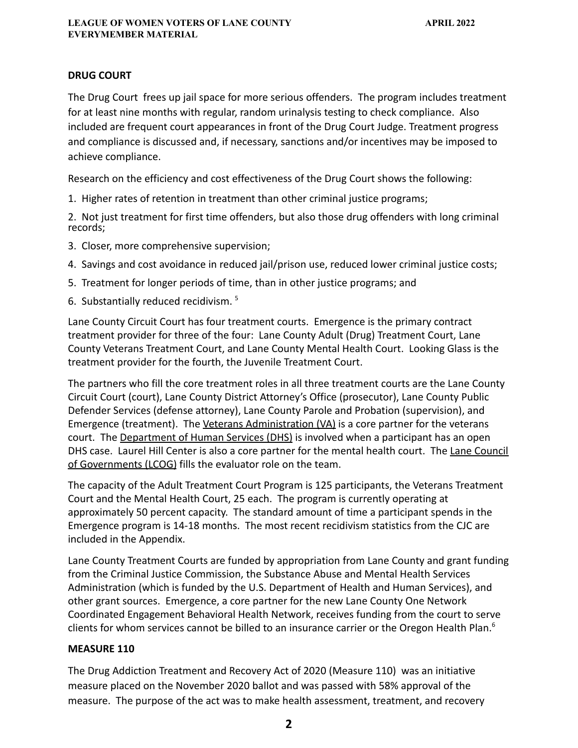## DRUG COURT

The Drug Court frees up jail space for more serious offenders. The program includes treatment for at least nine months with regular, random urinalysis testing to check compliance. Also included are frequent court appearances in front of the Drug Court Judge. Treatment progress and compliance is discussed and, if necessary, sanctions and/or incentives may be imposed to achieve compliance.

Research on the efficiency and cost effectiveness of the Drug Court shows the following:

1. Higher rates of retention in treatment than other criminal justice programs;
2. Not just treatment for first time offenders, but also those drug offenders with long criminal records;
3. Closer, more comprehensive supervision;
4. Savings and cost avoidance in reduced jail/prison use, reduced lower criminal justice costs;
5. Treatment for longer periods of time, than in other justice programs; and
6. Substantially reduced recidivism. [5]

Lane County Circuit Court has four treatment courts. Emergence is the primary contract treatment provider for three of the four: Lane County Adult (Drug) Treatment Court, Lane County Veterans Treatment Court, and Lane County Mental Health Court. Looking Glass is the treatment provider for the fourth, the Juvenile Treatment Court.

The partners who fill the core treatment roles in all three treatment courts are the Lane County Circuit Court (court), Lane County District Attorney's Office (prosecutor), Lane County Public Defender Services (defense attorney), Lane County Parole and Probation (supervision), and Emergence (treatment). The Veterans Administration (VA) is a core partner for the veterans court. The Department of Human Services (DHS) is involved when a participant has an open DHS case. Laurel Hill Center is also a core partner for the mental health court. The Lane Council of Governments (LCOG) fills the evaluator role on the team.

The capacity of the Adult Treatment Court Program is 125 participants, the Veterans Treatment Court and the Mental Health Court, 25 each. The program is currently operating at approximately 50 percent capacity. The standard amount of time a participant spends in the Emergence program is 14-18 months. The most recent recidivism statistics from the CJC are included in the Appendix.

Lane County Treatment Courts are funded by appropriation from Lane County and grant funding from the Criminal Justice Commission, the Substance Abuse and Mental Health Services Administration (which is funded by the U.S. Department of Health and Human Services), and other grant sources. Emergence, a core partner for the new Lane County One Network Coordinated Engagement Behavioral Health Network, receives funding from the court to serve clients for whom services cannot be billed to an insurance carrier or the Oregon Health Plan.[6]

## MEASURE 110

The Drug Addiction Treatment and Recovery Act of 2020 (Measure 110) was an initiative measure placed on the November 2020 ballot and was passed with 58% approval of the measure. The purpose of the act was to make health assessment, treatment, and recovery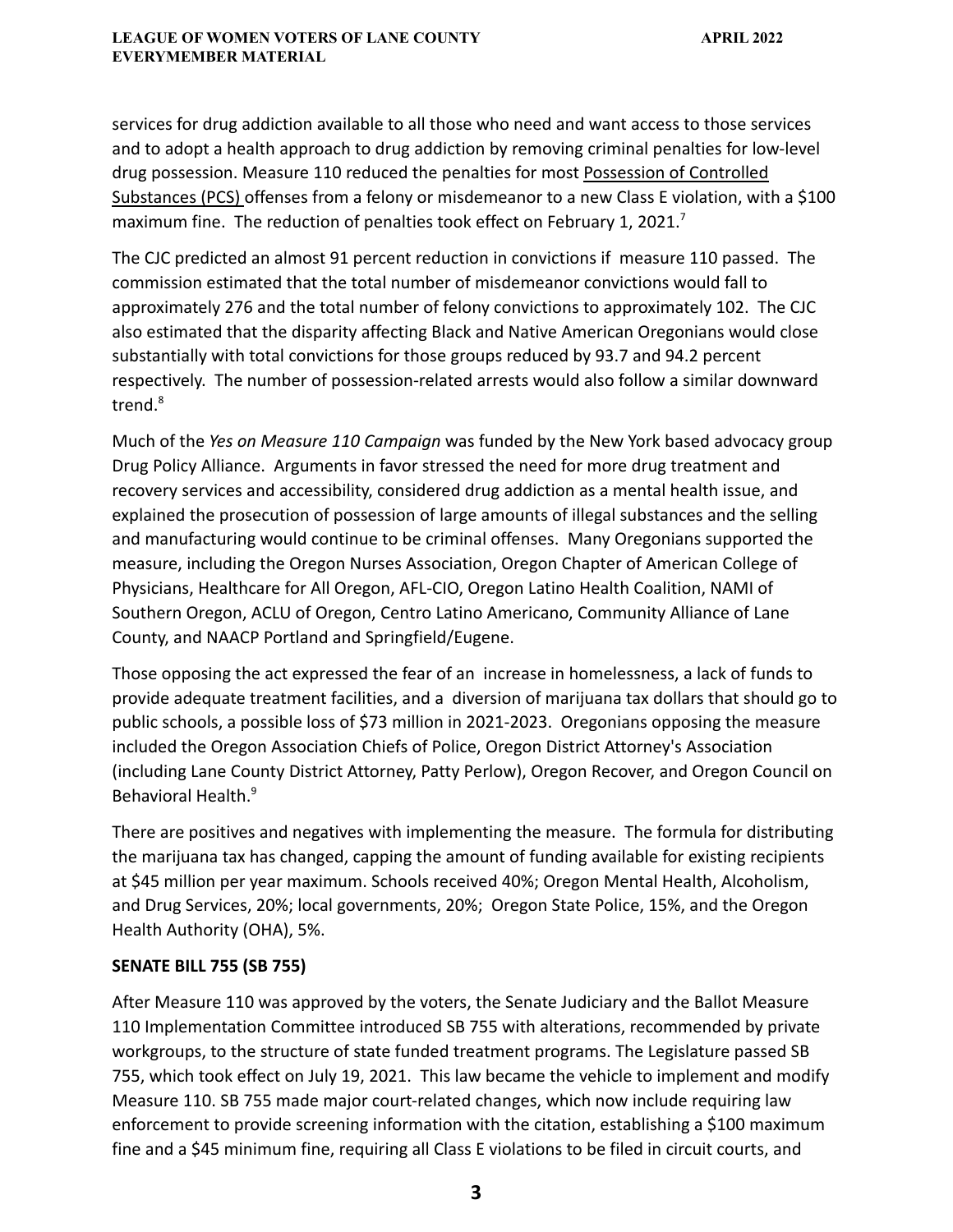services for drug addiction available to all those who need and want access to those services and to adopt a health approach to drug addiction by removing criminal penalties for low-level drug possession. Measure 110 reduced the penalties for most Possession of Controlled Substances (PCS) offenses from a felony or misdemeanor to a new Class E violation, with a $100 maximum fine. The reduction of penalties took effect on February 1, 2021.[7]

The CJC predicted an almost 91 percent reduction in convictions if measure 110 passed. The commission estimated that the total number of misdemeanor convictions would fall to approximately 276 and the total number of felony convictions to approximately 102. The CJC also estimated that the disparity affecting Black and Native American Oregonians would close substantially with total convictions for those groups reduced by 93.7 and 94.2 percent respectively. The number of possession-related arrests would also follow a similar downward trend.[8]

Much of the *Yes on Measure 110 Campaign* was funded by the New York based advocacy group Drug Policy Alliance. Arguments in favor stressed the need for more drug treatment and recovery services and accessibility, considered drug addiction as a mental health issue, and explained the prosecution of possession of large amounts of illegal substances and the selling and manufacturing would continue to be criminal offenses. Many Oregonians supported the measure, including the Oregon Nurses Association, Oregon Chapter of American College of Physicians, Healthcare for All Oregon, AFL-CIO, Oregon Latino Health Coalition, NAMI of Southern Oregon, ACLU of Oregon, Centro Latino Americano, Community Alliance of Lane County, and NAACP Portland and Springfield/Eugene.

Those opposing the act expressed the fear of an increase in homelessness, a lack of funds to provide adequate treatment facilities, and a diversion of marijuana tax dollars that should go to public schools, a possible loss of $73 million in 2021-2023. Oregonians opposing the measure included the Oregon Association Chiefs of Police, Oregon District Attorney's Association (including Lane County District Attorney, Patty Perlow), Oregon Recover, and Oregon Council on Behavioral Health.[9]

There are positives and negatives with implementing the measure. The formula for distributing the marijuana tax has changed, capping the amount of funding available for existing recipients at $45 million per year maximum. Schools received 40%; Oregon Mental Health, Alcoholism, and Drug Services, 20%; local governments, 20%; Oregon State Police, 15%, and the Oregon Health Authority (OHA), 5%.

## SENATE BILL 755 (SB 755)

After Measure 110 was approved by the voters, the Senate Judiciary and the Ballot Measure 110 Implementation Committee introduced SB 755 with alterations, recommended by private workgroups, to the structure of state funded treatment programs. The Legislature passed SB 755, which took effect on July 19, 2021. This law became the vehicle to implement and modify Measure 110. SB 755 made major court-related changes, which now include requiring law enforcement to provide screening information with the citation, establishing a $100 maximum fine and a $45 minimum fine, requiring all Class E violations to be filed in circuit courts, and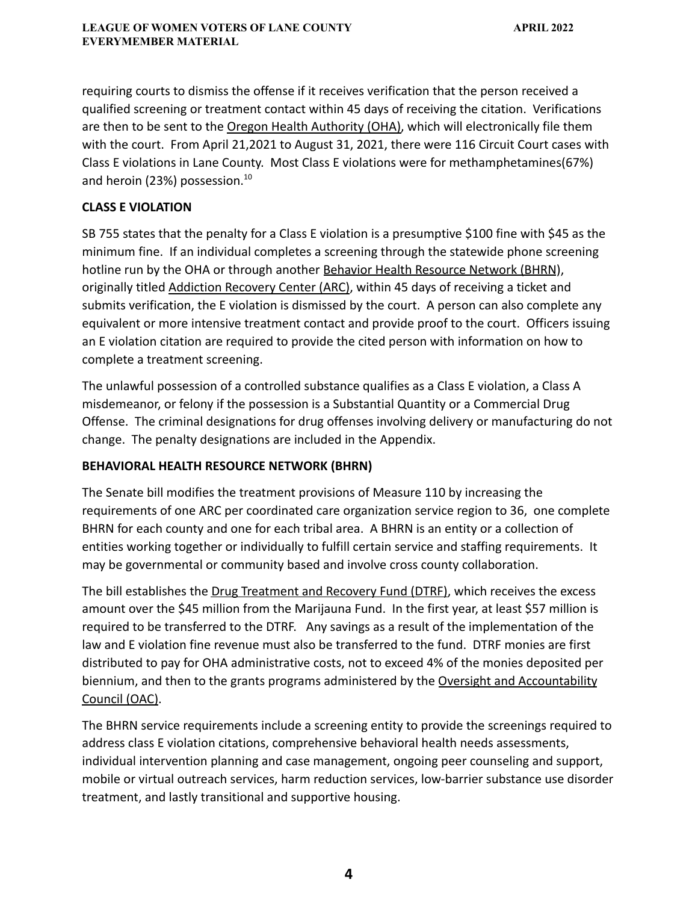requiring courts to dismiss the offense if it receives verification that the person received a qualified screening or treatment contact within 45 days of receiving the citation. Verifications are then to be sent to the Oregon Health Authority (OHA), which will electronically file them with the court. From April 21,2021 to August 31, 2021, there were 116 Circuit Court cases with Class E violations in Lane County. Most Class E violations were for methamphetamines(67%) and heroin (23%) possession.[10]

**CLASS E VIOLATION**

SB 755 states that the penalty for a Class E violation is a presumptive $100 fine with $45 as the minimum fine. If an individual completes a screening through the statewide phone screening hotline run by the OHA or through another Behavior Health Resource Network (BHRN), originally titled Addiction Recovery Center (ARC), within 45 days of receiving a ticket and submits verification, the E violation is dismissed by the court. A person can also complete any equivalent or more intensive treatment contact and provide proof to the court. Officers issuing an E violation citation are required to provide the cited person with information on how to complete a treatment screening.

The unlawful possession of a controlled substance qualifies as a Class E violation, a Class A misdemeanor, or felony if the possession is a Substantial Quantity or a Commercial Drug Offense. The criminal designations for drug offenses involving delivery or manufacturing do not change. The penalty designations are included in the Appendix.

**BEHAVIORAL HEALTH RESOURCE NETWORK (BHRN)**

The Senate bill modifies the treatment provisions of Measure 110 by increasing the requirements of one ARC per coordinated care organization service region to 36, one complete BHRN for each county and one for each tribal area. A BHRN is an entity or a collection of entities working together or individually to fulfill certain service and staffing requirements. It may be governmental or community based and involve cross county collaboration.

The bill establishes the Drug Treatment and Recovery Fund (DTRF), which receives the excess amount over the $45 million from the Marijauna Fund. In the first year, at least $57 million is required to be transferred to the DTRF. Any savings as a result of the implementation of the law and E violation fine revenue must also be transferred to the fund. DTRF monies are first distributed to pay for OHA administrative costs, not to exceed 4% of the monies deposited per biennium, and then to the grants programs administered by the Oversight and Accountability Council (OAC).

The BHRN service requirements include a screening entity to provide the screenings required to address class E violation citations, comprehensive behavioral health needs assessments, individual intervention planning and case management, ongoing peer counseling and support, mobile or virtual outreach services, harm reduction services, low-barrier substance use disorder treatment, and lastly transitional and supportive housing.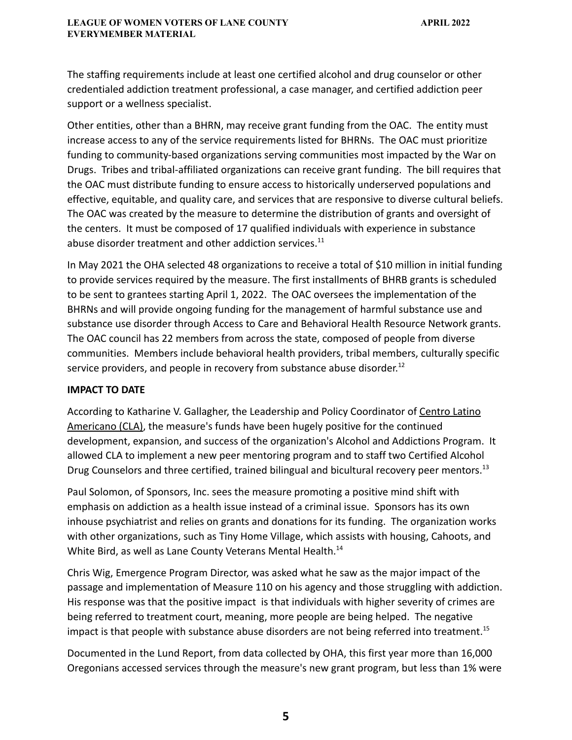The staffing requirements include at least one certified alcohol and drug counselor or other credentialed addiction treatment professional, a case manager, and certified addiction peer support or a wellness specialist.

Other entities, other than a BHRN, may receive grant funding from the OAC. The entity must increase access to any of the service requirements listed for BHRNs. The OAC must prioritize funding to community-based organizations serving communities most impacted by the War on Drugs. Tribes and tribal-affiliated organizations can receive grant funding. The bill requires that the OAC must distribute funding to ensure access to historically underserved populations and effective, equitable, and quality care, and services that are responsive to diverse cultural beliefs. The OAC was created by the measure to determine the distribution of grants and oversight of the centers. It must be composed of 17 qualified individuals with experience in substance abuse disorder treatment and other addiction services.[11]

In May 2021 the OHA selected 48 organizations to receive a total of $10 million in initial funding to provide services required by the measure. The first installments of BHRB grants is scheduled to be sent to grantees starting April 1, 2022. The OAC oversees the implementation of the BHRNs and will provide ongoing funding for the management of harmful substance use and substance use disorder through Access to Care and Behavioral Health Resource Network grants. The OAC council has 22 members from across the state, composed of people from diverse communities. Members include behavioral health providers, tribal members, culturally specific service providers, and people in recovery from substance abuse disorder.[12]

**IMPACT TO DATE**

According to Katharine V. Gallagher, the Leadership and Policy Coordinator of Centro Latino Americano (CLA), the measure's funds have been hugely positive for the continued development, expansion, and success of the organization's Alcohol and Addictions Program. It allowed CLA to implement a new peer mentoring program and to staff two Certified Alcohol Drug Counselors and three certified, trained bilingual and bicultural recovery peer mentors.[13]

Paul Solomon, of Sponsors, Inc. sees the measure promoting a positive mind shift with emphasis on addiction as a health issue instead of a criminal issue. Sponsors has its own inhouse psychiatrist and relies on grants and donations for its funding. The organization works with other organizations, such as Tiny Home Village, which assists with housing, Cahoots, and White Bird, as well as Lane County Veterans Mental Health.[14]

Chris Wig, Emergence Program Director, was asked what he saw as the major impact of the passage and implementation of Measure 110 on his agency and those struggling with addiction. His response was that the positive impact is that individuals with higher severity of crimes are being referred to treatment court, meaning, more people are being helped. The negative impact is that people with substance abuse disorders are not being referred into treatment.[15]

Documented in the Lund Report, from data collected by OHA, this first year more than 16,000 Oregonians accessed services through the measure's new grant program, but less than 1% were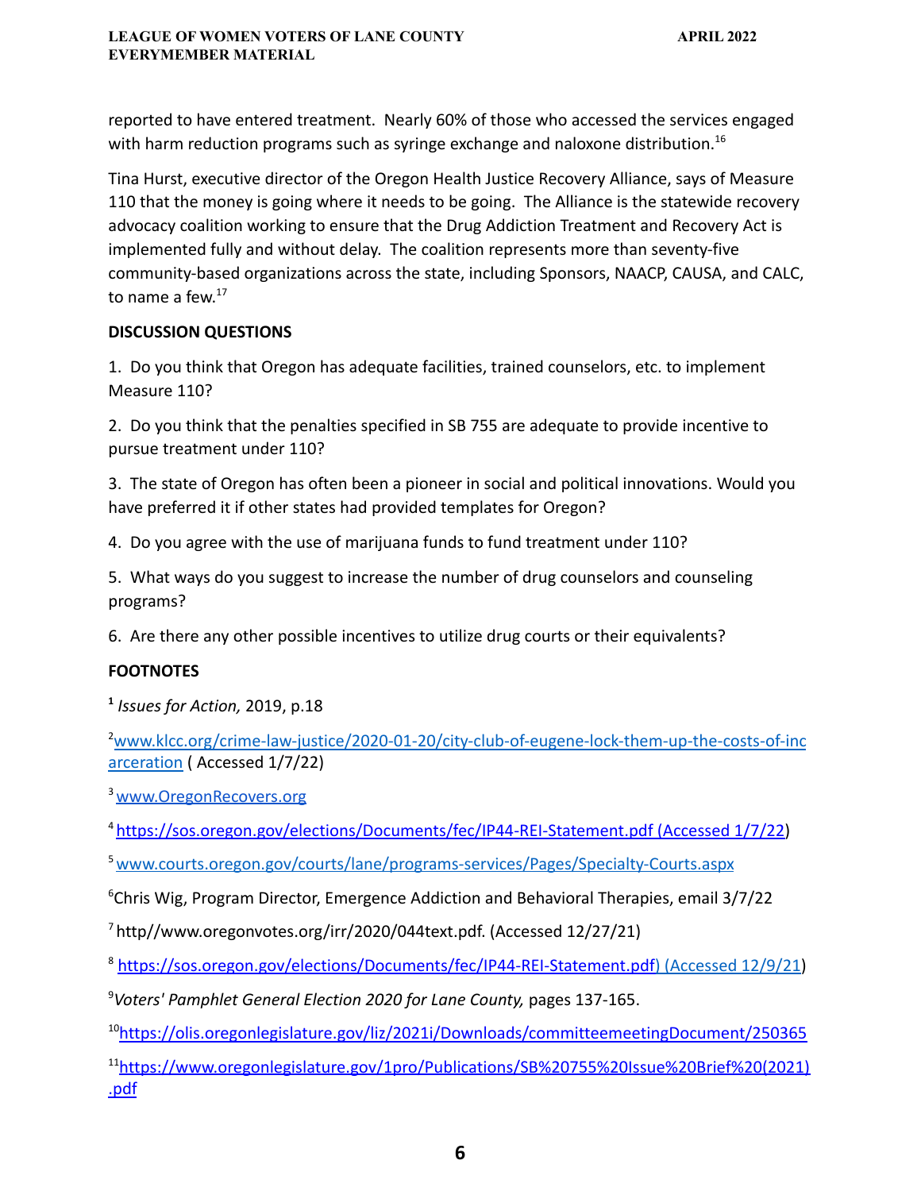reported to have entered treatment. Nearly 60% of those who accessed the services engaged with harm reduction programs such as syringe exchange and naloxone distribution.[16]

Tina Hurst, executive director of the Oregon Health Justice Recovery Alliance, says of Measure 110 that the money is going where it needs to be going. The Alliance is the statewide recovery advocacy coalition working to ensure that the Drug Addiction Treatment and Recovery Act is implemented fully and without delay. The coalition represents more than seventy-five community-based organizations across the state, including Sponsors, NAACP, CAUSA, and CALC, to name a few.[17]

**DISCUSSION QUESTIONS**

1. Do you think that Oregon has adequate facilities, trained counselors, etc. to implement Measure 110?

2. Do you think that the penalties specified in SB 755 are adequate to provide incentive to pursue treatment under 110?

3. The state of Oregon has often been a pioneer in social and political innovations. Would you have preferred it if other states had provided templates for Oregon?

4. Do you agree with the use of marijuana funds to fund treatment under 110?

5. What ways do you suggest to increase the number of drug counselors and counseling programs?

6. Are there any other possible incentives to utilize drug courts or their equivalents?

**FOOTNOTES**

[1] *Issues for Action,* 2019, p.18

[2] www.klcc.org/crime-law-justice/2020-01-20/city-club-of-eugene-lock-them-up-the-costs-of-incarceration ( Accessed 1/7/22)

[3] www.OregonRecovers.org

[4] https://sos.oregon.gov/elections/Documents/fec/IP44-REI-Statement.pdf (Accessed 1/7/22)

[5] www.courts.oregon.gov/courts/lane/programs-services/Pages/Specialty-Courts.aspx

[6] Chris Wig, Program Director, Emergence Addiction and Behavioral Therapies, email 3/7/22

[7] http//www.oregonvotes.org/irr/2020/044text.pdf. (Accessed 12/27/21)

[8] https://sos.oregon.gov/elections/Documents/fec/IP44-REI-Statement.pdf) (Accessed 12/9/21)

[9] *Voters' Pamphlet General Election 2020 for Lane County,* pages 137-165.

[10] https://olis.oregonlegislature.gov/liz/2021i/Downloads/committeemeetingDocument/250365

[11] https://www.oregonlegislature.gov/1pro/Publications/SB%20755%20Issue%20Brief%20(2021).pdf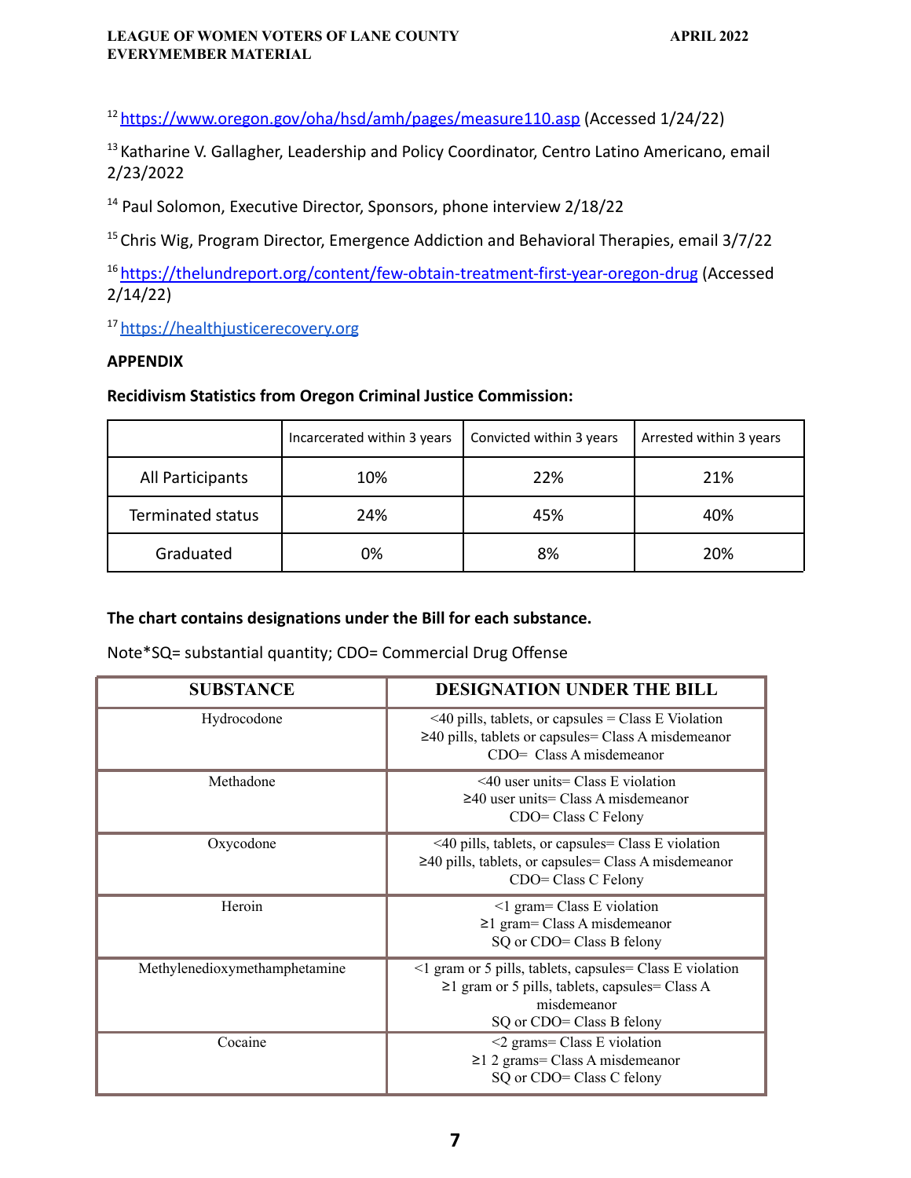[12] https://www.oregon.gov/oha/hsd/amh/pages/measure110.asp (Accessed 1/24/22)

[13] Katharine V. Gallagher, Leadership and Policy Coordinator, Centro Latino Americano, email 2/23/2022

[14] Paul Solomon, Executive Director, Sponsors, phone interview 2/18/22

[15] Chris Wig, Program Director, Emergence Addiction and Behavioral Therapies, email 3/7/22

[16] https://thelundreport.org/content/few-obtain-treatment-first-year-oregon-drug (Accessed 2/14/22)

[17] https://healthjusticerecovery.org

**APPENDIX**

**Recidivism Statistics from Oregon Criminal Justice Commission:**

| | Incarcerated within 3 years | Convicted within 3 years | Arrested within 3 years |
|---|---|---|---|
| All Participants | 10% | 22% | 21% |
| Terminated status | 24% | 45% | 40% |
| Graduated | 0% | 8% | 20% |

**The chart contains designations under the Bill for each substance.**

Note*SQ= substantial quantity; CDO= Commercial Drug Offense

| SUBSTANCE | DESIGNATION UNDER THE BILL |
|---|---|
| Hydrocodone | <40 pills, tablets, or capsules = Class E Violation<br>≥40 pills, tablets or capsules= Class A misdemeanor<br>CDO= Class A misdemeanor |
| Methadone | <40 user units= Class E violation<br>≥40 user units= Class A misdemeanor<br>CDO= Class C Felony |
| Oxycodone | <40 pills, tablets, or capsules= Class E violation<br>≥40 pills, tablets, or capsules= Class A misdemeanor<br>CDO= Class C Felony |
| Heroin | <1 gram= Class E violation<br>≥1 gram= Class A misdemeanor<br>SQ or CDO= Class B felony |
| Methylenedioxymethamphetamine | <1 gram or 5 pills, tablets, capsules= Class E violation<br>≥1 gram or 5 pills, tablets, capsules= Class A misdemeanor<br>SQ or CDO= Class B felony |
| Cocaine | <2 grams= Class E violation<br>≥1 2 grams= Class A misdemeanor<br>SQ or CDO= Class C felony |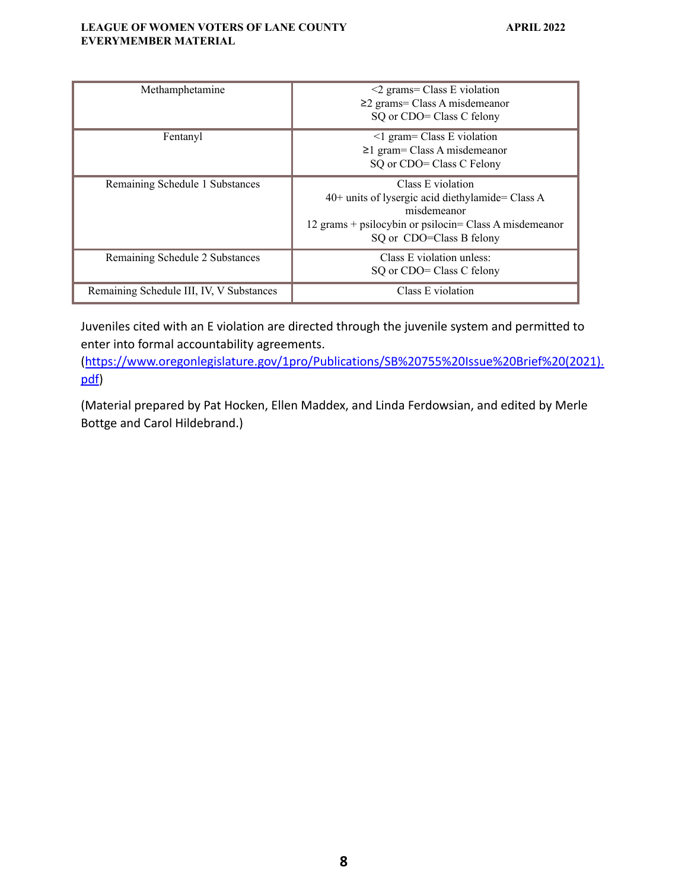| | |
|---|---|
| Methamphetamine | <2 grams= Class E violation<br>≥2 grams= Class A misdemeanor<br>SQ or CDO= Class C felony |
| Fentanyl | <1 gram= Class E violation<br>≥1 gram= Class A misdemeanor<br>SQ or CDO= Class C Felony |
| Remaining Schedule 1 Substances | Class E violation<br>40+ units of lysergic acid diethylamide= Class A misdemeanor<br>12 grams + psilocybin or psilocin= Class A misdemeanor<br>SQ or CDO=Class B felony |
| Remaining Schedule 2 Substances | Class E violation unless:<br>SQ or CDO= Class C felony |
| Remaining Schedule III, IV, V Substances | Class E violation |

Juveniles cited with an E violation are directed through the juvenile system and permitted to enter into formal accountability agreements. (https://www.oregonlegislature.gov/1pro/Publications/SB%20755%20Issue%20Brief%20(2021).pdf)

(Material prepared by Pat Hocken, Ellen Maddex, and Linda Ferdowsian, and edited by Merle Bottge and Carol Hildebrand.)